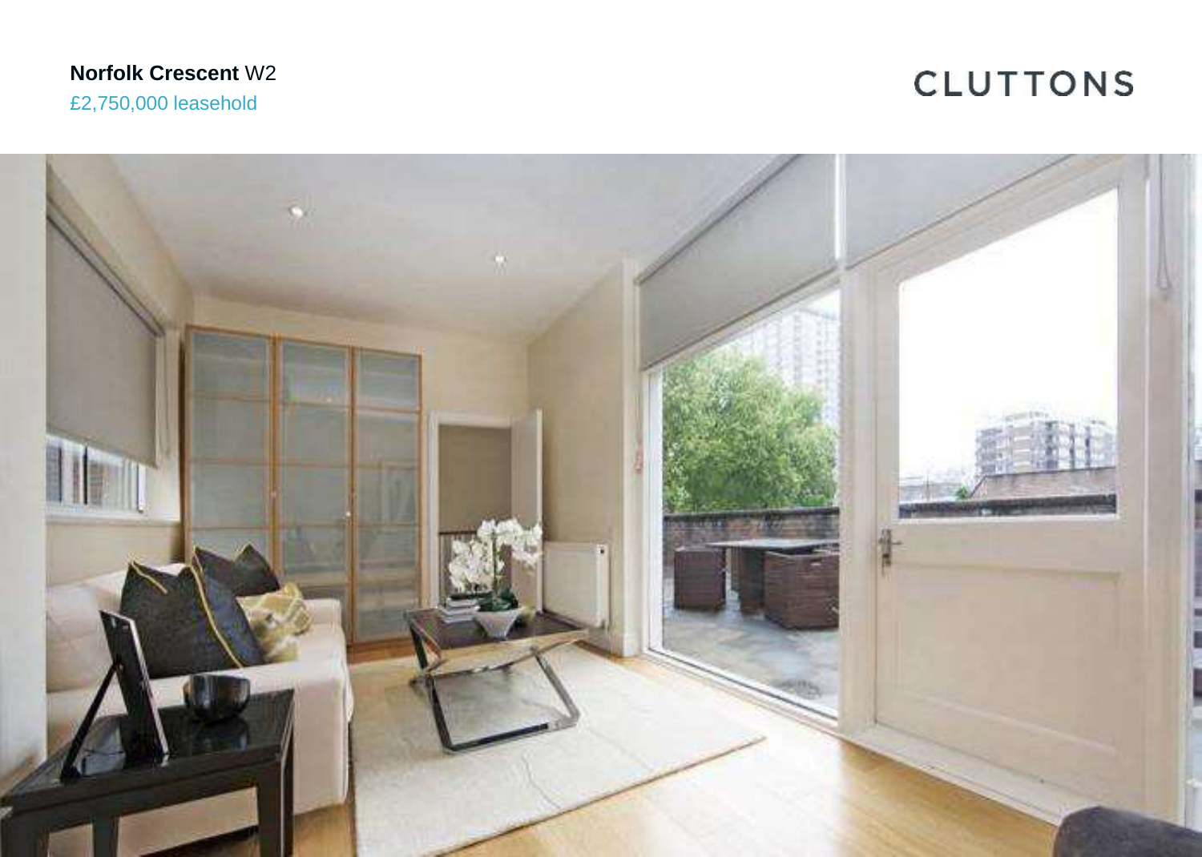**Norfolk Crescent** W2

£2,750,000 leasehold

CLUTTONS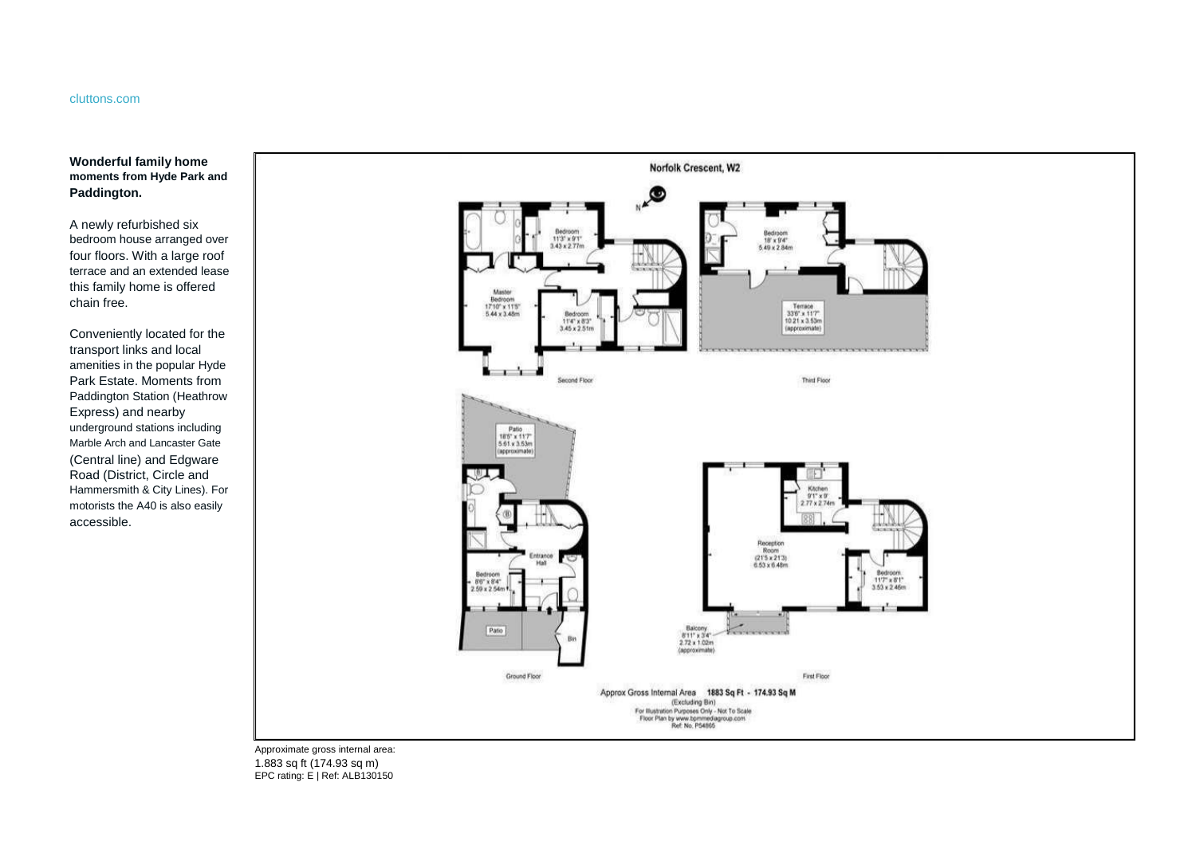cluttons.com

**Wonderful family home moments from Hyde Park and Paddington.**

A newly refurbished six bedroom house arranged over four floors. With a large roof terrace and an extended lease this family home is offered chain free.

Conveniently located for the transport links and local amenities in the popular Hyde Park Estate. Moments from Paddington Station (Heathrow Express) and nearby underground stations including Marble Arch and Lancaster Gate (Central line) and Edgware Road (District, Circle and Hammersmith & City Lines). For motorists the A40 is also easily accessible.

Norfolk Crescent, W2

Second Floor

- Bedroom 11'3" x 9'1" 3.43 x 2.77m
- Master Bedroom 17'10" x 11'5" 5.44 x 3.48m
- Bedroom 11'4" x 8'3" 3.45 x 2.51m

Third Floor

- Bedroom 18' x 9'4" 5.49 x 2.84m
- Terrace 33'6" x 11'7" 10.21 x 3.53m (approximate)

Ground Floor

- Patio 18'5" x 11'7" 5.61 x 3.53m (approximate)
- Entrance Hall
- Bedroom 8'6" x 8'4" 2.59 x 2.54m
- Patio
- Bin

First Floor

- Kitchen 9'1" x 9' 2.77 x 2.74m
- Reception Room (21'5 x 21'3) 6.53 x 6.48m
- Bedroom 11'7" x 8'1" 3.53 x 2.46m
- Balcony 8'11" x 3'4" 2.72 x 1.02m (approximate)

Approx Gross Internal Area 1883 Sq Ft - 174.93 Sq M
(Excluding Bin)
For Illustration Purposes Only - Not To Scale
Floor Plan by www.bpmmediagroup.com
Ref: No. P54865

Approximate gross internal area:
1.883 sq ft (174.93 sq m)
EPC rating: E | Ref: ALB130150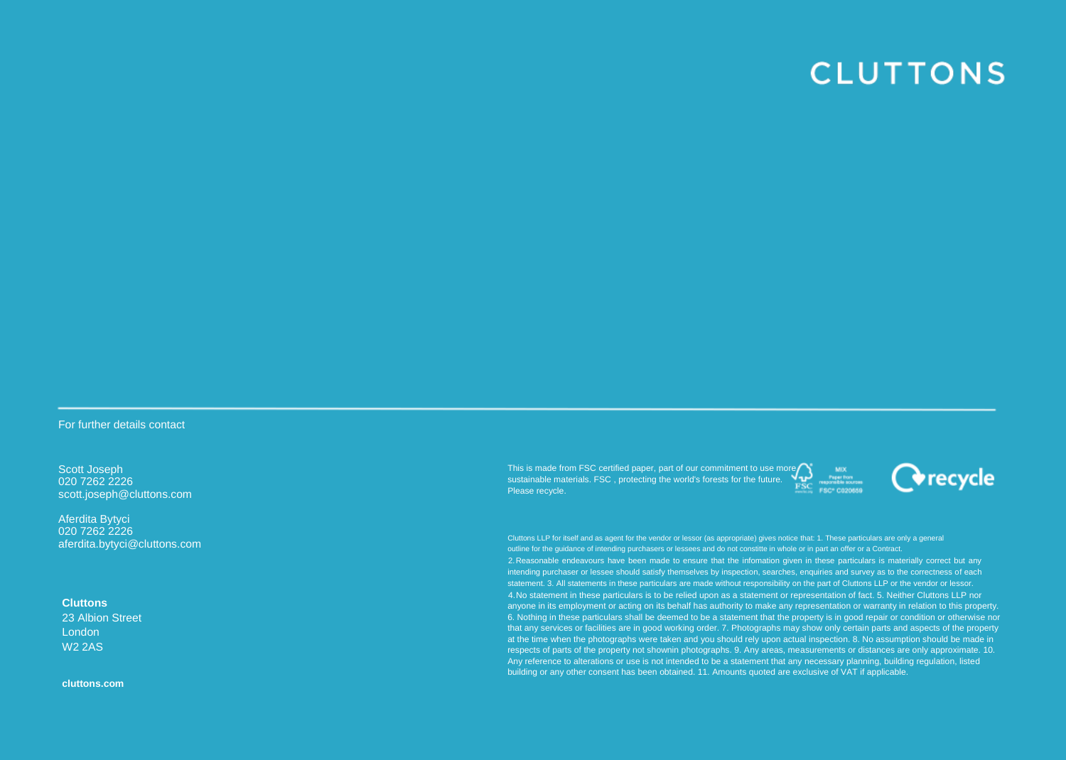# CLUTTONS

For further details contact

Scott Joseph
020 7262 2226
scott.joseph@cluttons.com

Aferdita Bytyci
020 7262 2226
aferdita.bytyci@cluttons.com

**Cluttons**
23 Albion Street
London
W2 2AS

**cluttons.com**

This is made from FSC certified paper, part of our commitment to use more sustainable materials. FSC , protecting the world's forests for the future. Please recycle.

MIX
Paper from responsible sources
FSC® C020659

recycle

Cluttons LLP for itself and as agent for the vendor or lessor (as appropriate) gives notice that: 1. These particulars are only a general outline for the guidance of intending purchasers or lessees and do not constitte in whole or in part an offer or a Contract.
2. Reasonable endeavours have been made to ensure that the infomation given in these particulars is materially correct but any intending purchaser or lessee should satisfy themselves by inspection, searches, enquiries and survey as to the correctness of each statement. 3. All statements in these particulars are made without responsibility on the part of Cluttons LLP or the vendor or lessor.
4. No statement in these particulars is to be relied upon as a statement or representation of fact. 5. Neither Cluttons LLP nor anyone in its employment or acting on its behalf has authority to make any representation or warranty in relation to this property. 6. Nothing in these particulars shall be deemed to be a statement that the property is in good repair or condition or otherwise nor that any services or facilities are in good working order. 7. Photographs may show only certain parts and aspects of the property at the time when the photographs were taken and you should rely upon actual inspection. 8. No assumption should be made in respects of parts of the property not shownin photographs. 9. Any areas, measurements or distances are only approximate. 10. Any reference to alterations or use is not intended to be a statement that any necessary planning, building regulation, listed building or any other consent has been obtained. 11. Amounts quoted are exclusive of VAT if applicable.